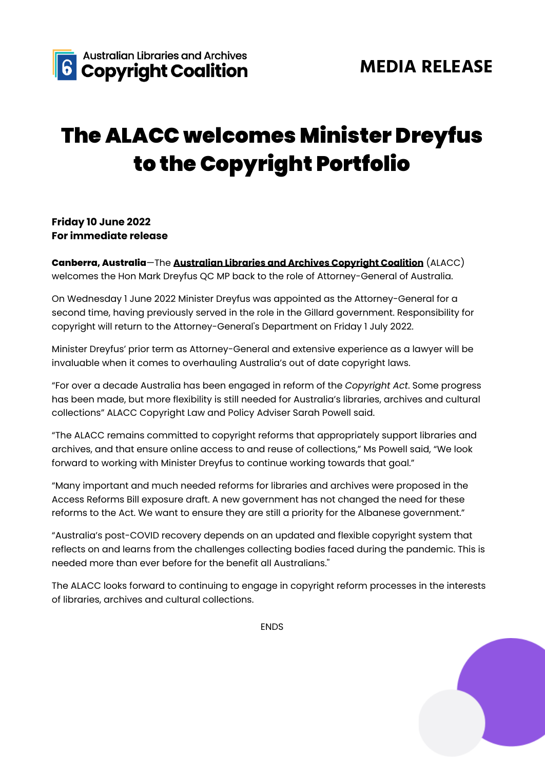Australian Libraries and Archives
**Copyright Coalition**

**MEDIA RELEASE**

# The ALACC welcomes Minister Dreyfus to the Copyright Portfolio

**Friday 10 June 2022**
**For immediate release**

**Canberra, Australia**—The **Australian Libraries and Archives Copyright Coalition** (ALACC) welcomes the Hon Mark Dreyfus QC MP back to the role of Attorney-General of Australia.

On Wednesday 1 June 2022 Minister Dreyfus was appointed as the Attorney-General for a second time, having previously served in the role in the Gillard government. Responsibility for copyright will return to the Attorney-General's Department on Friday 1 July 2022.

Minister Dreyfus' prior term as Attorney-General and extensive experience as a lawyer will be invaluable when it comes to overhauling Australia's out of date copyright laws.

"For over a decade Australia has been engaged in reform of the *Copyright Act*. Some progress has been made, but more flexibility is still needed for Australia's libraries, archives and cultural collections" ALACC Copyright Law and Policy Adviser Sarah Powell said.

"The ALACC remains committed to copyright reforms that appropriately support libraries and archives, and that ensure online access to and reuse of collections," Ms Powell said, "We look forward to working with Minister Dreyfus to continue working towards that goal."

"Many important and much needed reforms for libraries and archives were proposed in the Access Reforms Bill exposure draft. A new government has not changed the need for these reforms to the Act. We want to ensure they are still a priority for the Albanese government."

"Australia's post-COVID recovery depends on an updated and flexible copyright system that reflects on and learns from the challenges collecting bodies faced during the pandemic. This is needed more than ever before for the benefit all Australians."

The ALACC looks forward to continuing to engage in copyright reform processes in the interests of libraries, archives and cultural collections.

ENDS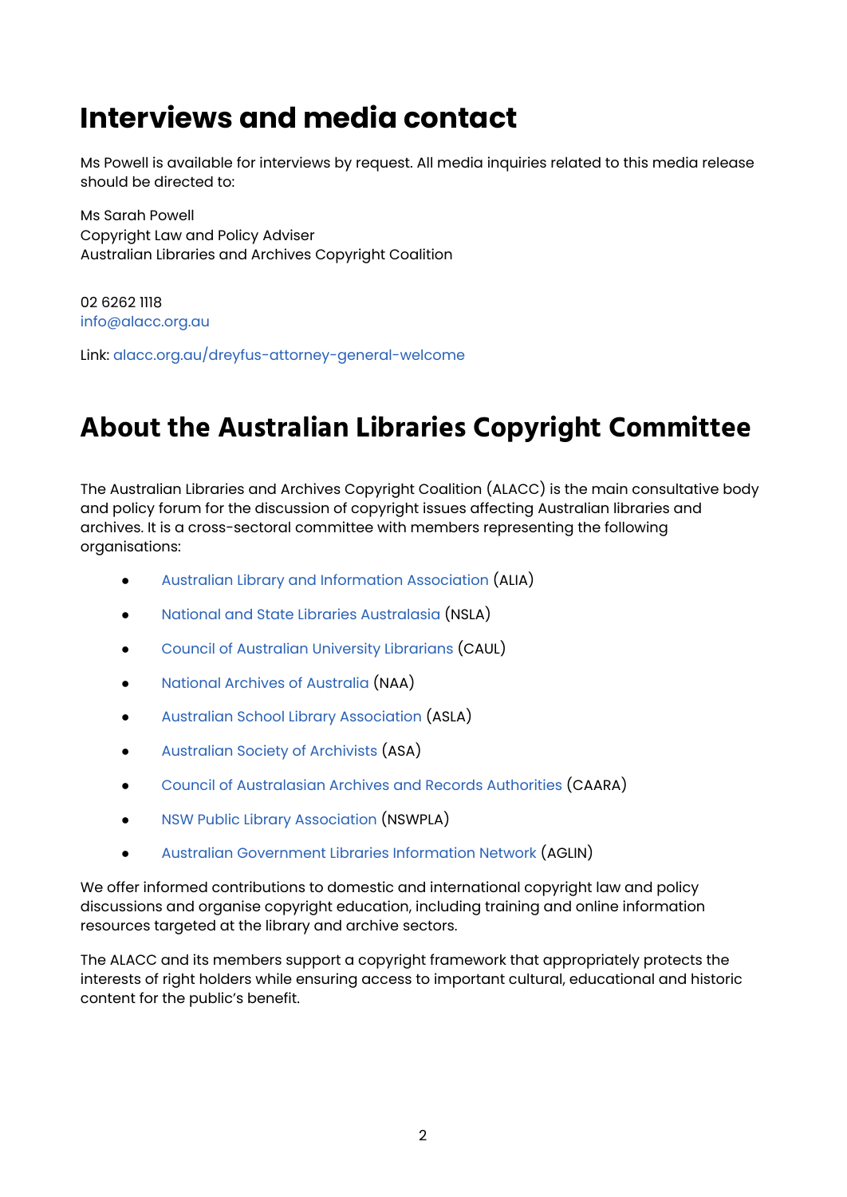# Interviews and media contact

Ms Powell is available for interviews by request. All media inquiries related to this media release should be directed to:

Ms Sarah Powell
Copyright Law and Policy Adviser
Australian Libraries and Archives Copyright Coalition

02 6262 1118
info@alacc.org.au

Link: alacc.org.au/dreyfus-attorney-general-welcome

# About the Australian Libraries Copyright Committee

The Australian Libraries and Archives Copyright Coalition (ALACC) is the main consultative body and policy forum for the discussion of copyright issues affecting Australian libraries and archives. It is a cross-sectoral committee with members representing the following organisations:

- Australian Library and Information Association (ALIA)
- National and State Libraries Australasia (NSLA)
- Council of Australian University Librarians (CAUL)
- National Archives of Australia (NAA)
- Australian School Library Association (ASLA)
- Australian Society of Archivists (ASA)
- Council of Australasian Archives and Records Authorities (CAARA)
- NSW Public Library Association (NSWPLA)
- Australian Government Libraries Information Network (AGLIN)

We offer informed contributions to domestic and international copyright law and policy discussions and organise copyright education, including training and online information resources targeted at the library and archive sectors.

The ALACC and its members support a copyright framework that appropriately protects the interests of right holders while ensuring access to important cultural, educational and historic content for the public's benefit.